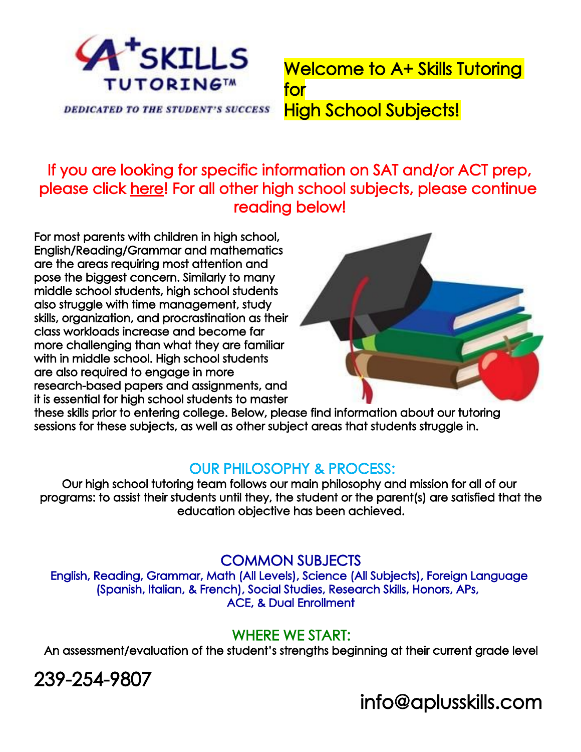A+ SKILLS TUTORING™

*DEDICATED TO THE STUDENT'S SUCCESS*

# Welcome to A+ Skills Tutoring for High School Subjects!

If you are looking for specific information on SAT and/or ACT prep, please click here! For all other high school subjects, please continue reading below!

For most parents with children in high school, English/Reading/Grammar and mathematics are the areas requiring most attention and pose the biggest concern. Similarly to many middle school students, high school students also struggle with time management, study skills, organization, and procrastination as their class workloads increase and become far more challenging than what they are familiar with in middle school. High school students are also required to engage in more research-based papers and assignments, and it is essential for high school students to master these skills prior to entering college. Below, please find information about our tutoring sessions for these subjects, as well as other subject areas that students struggle in.

## OUR PHILOSOPHY & PROCESS:

Our high school tutoring team follows our main philosophy and mission for all of our programs: to assist their students until they, the student or the parent(s) are satisfied that the education objective has been achieved.

## COMMON SUBJECTS

English, Reading, Grammar, Math (All Levels), Science (All Subjects), Foreign Language (Spanish, Italian, & French), Social Studies, Research Skills, Honors, APs, ACE, & Dual Enrollment

## WHERE WE START:

An assessment/evaluation of the student's strengths beginning at their current grade level

239-254-9807

info@aplusskills.com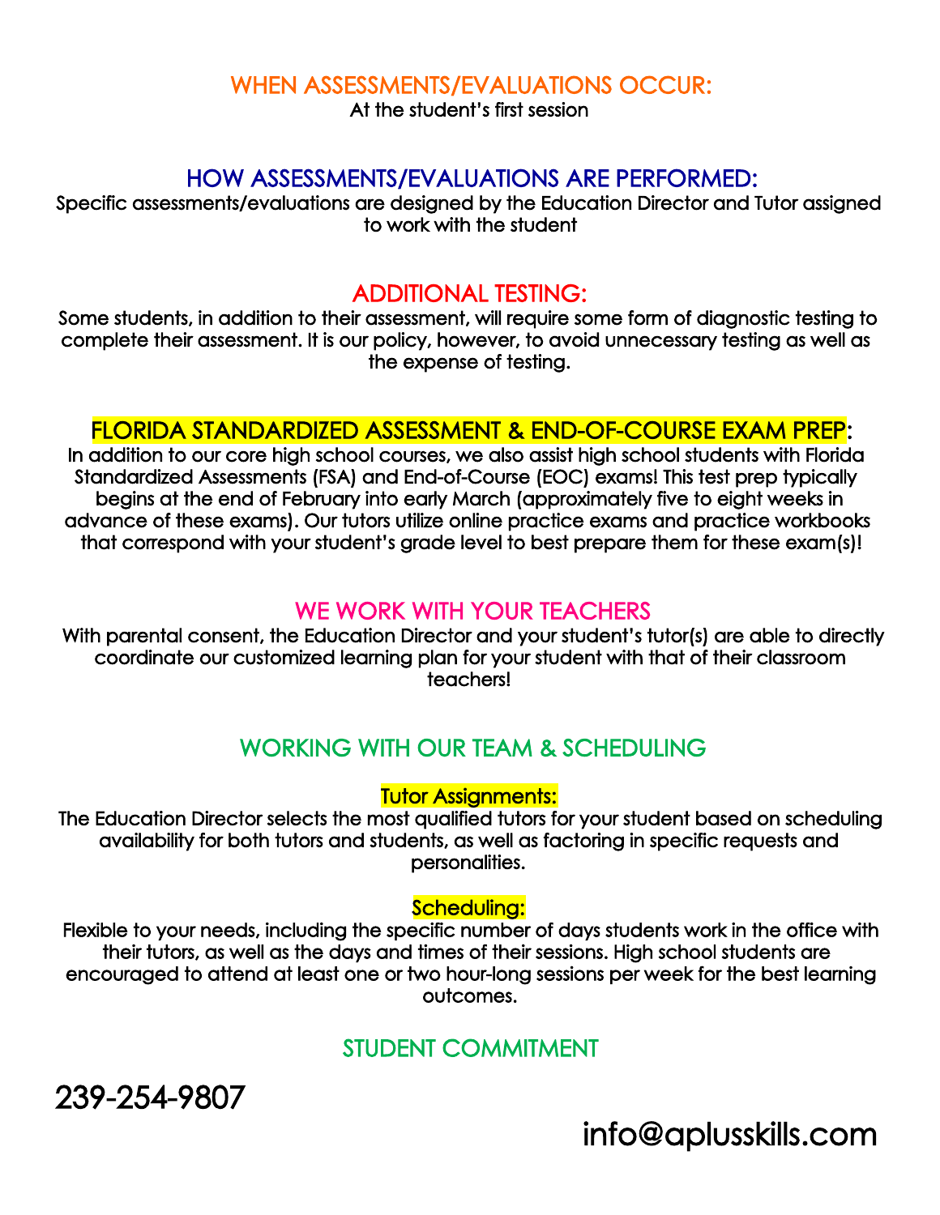## WHEN ASSESSMENTS/EVALUATIONS OCCUR:

At the student's first session

## HOW ASSESSMENTS/EVALUATIONS ARE PERFORMED:

Specific assessments/evaluations are designed by the Education Director and Tutor assigned to work with the student

## ADDITIONAL TESTING:

Some students, in addition to their assessment, will require some form of diagnostic testing to complete their assessment. It is our policy, however, to avoid unnecessary testing as well as the expense of testing.

## FLORIDA STANDARDIZED ASSESSMENT & END-OF-COURSE EXAM PREP:

In addition to our core high school courses, we also assist high school students with Florida Standardized Assessments (FSA) and End-of-Course (EOC) exams! This test prep typically begins at the end of February into early March (approximately five to eight weeks in advance of these exams). Our tutors utilize online practice exams and practice workbooks that correspond with your student's grade level to best prepare them for these exam(s)!

## WE WORK WITH YOUR TEACHERS

With parental consent, the Education Director and your student's tutor(s) are able to directly coordinate our customized learning plan for your student with that of their classroom teachers!

## WORKING WITH OUR TEAM & SCHEDULING

### Tutor Assignments:

The Education Director selects the most qualified tutors for your student based on scheduling availability for both tutors and students, as well as factoring in specific requests and personalities.

### Scheduling:

Flexible to your needs, including the specific number of days students work in the office with their tutors, as well as the days and times of their sessions. High school students are encouraged to attend at least one or two hour-long sessions per week for the best learning outcomes.

## STUDENT COMMITMENT

239-254-9807

info@aplusskills.com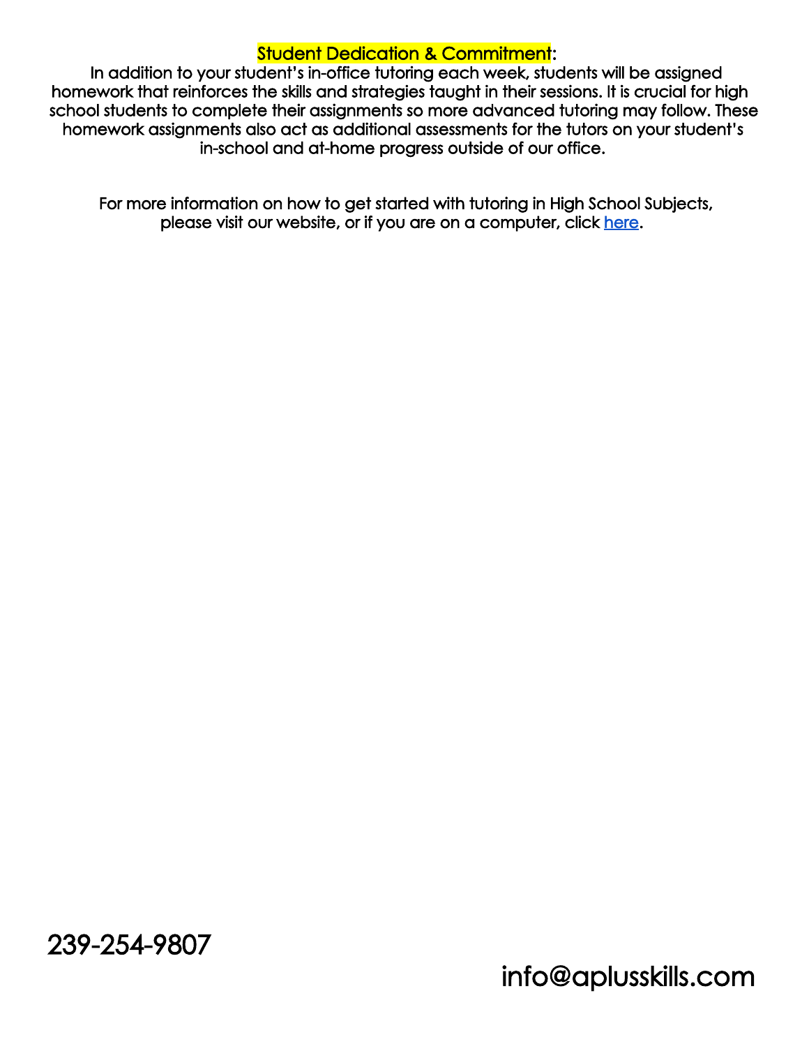## Student Dedication & Commitment:

In addition to your student's in-office tutoring each week, students will be assigned homework that reinforces the skills and strategies taught in their sessions. It is crucial for high school students to complete their assignments so more advanced tutoring may follow. These homework assignments also act as additional assessments for the tutors on your student's in-school and at-home progress outside of our office.

For more information on how to get started with tutoring in High School Subjects, please visit our website, or if you are on a computer, click here.

239-254-9807

info@aplusskills.com